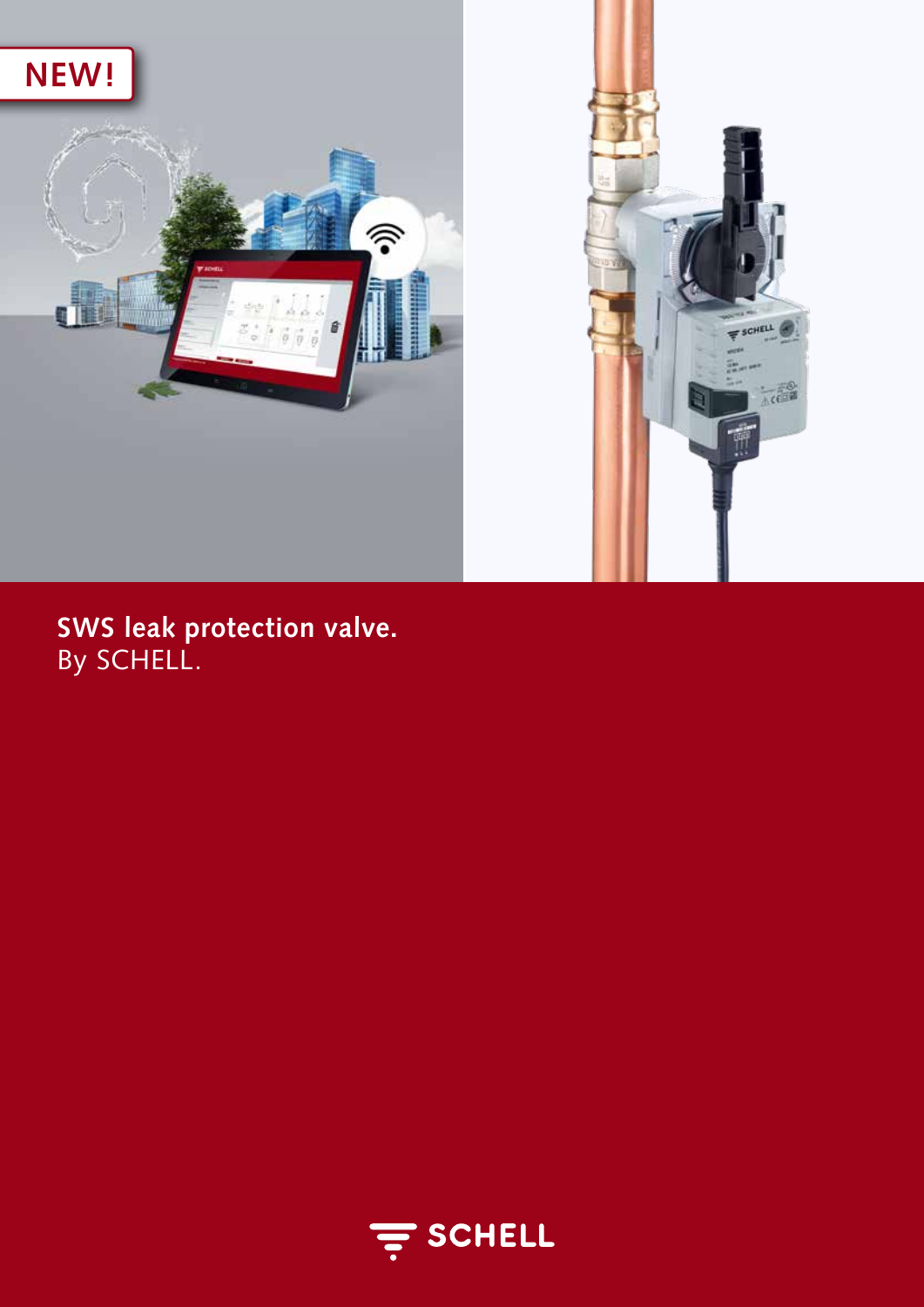NEW!

**SWS leak protection valve.**
By SCHELL.

SCHELL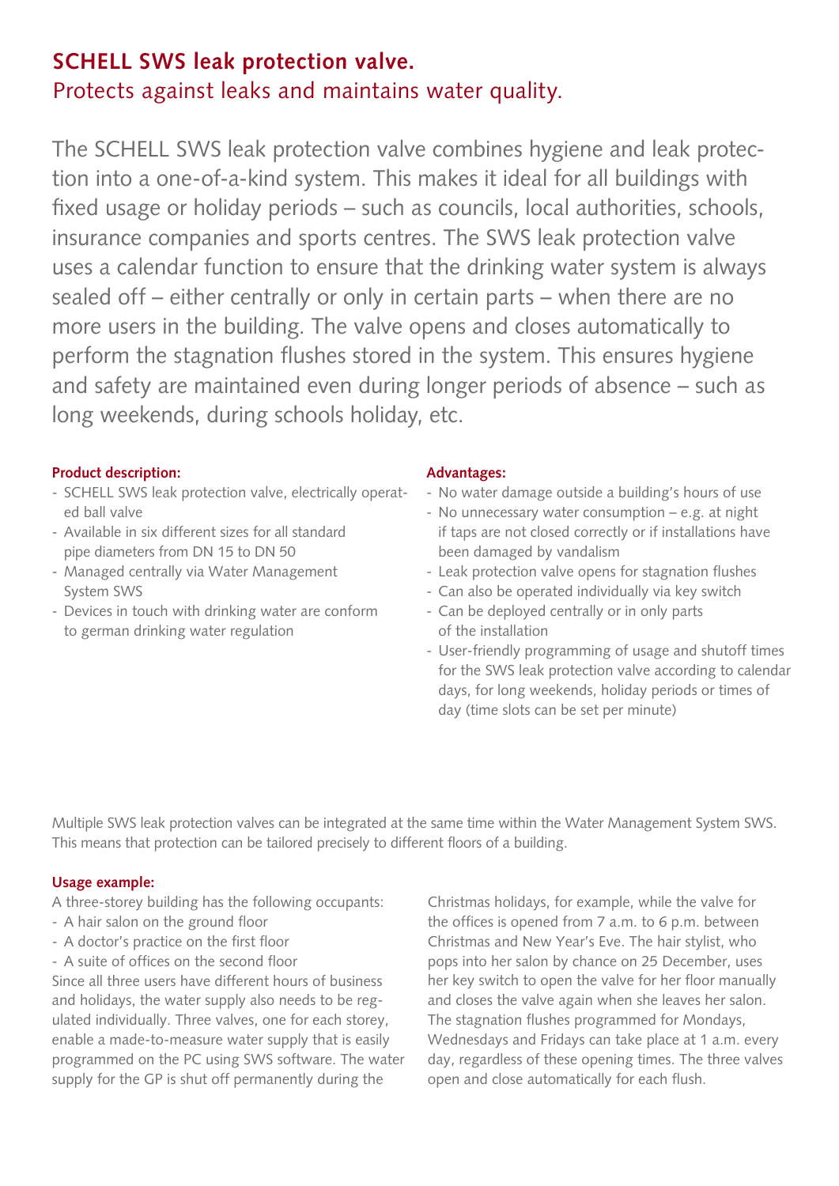# SCHELL SWS leak protection valve.

## Protects against leaks and maintains water quality.

The SCHELL SWS leak protection valve combines hygiene and leak protection into a one-of-a-kind system. This makes it ideal for all buildings with fixed usage or holiday periods – such as councils, local authorities, schools, insurance companies and sports centres. The SWS leak protection valve uses a calendar function to ensure that the drinking water system is always sealed off – either centrally or only in certain parts – when there are no more users in the building. The valve opens and closes automatically to perform the stagnation flushes stored in the system. This ensures hygiene and safety are maintained even during longer periods of absence – such as long weekends, during schools holiday, etc.

**Product description:**

- SCHELL SWS leak protection valve, electrically operated ball valve
- Available in six different sizes for all standard pipe diameters from DN 15 to DN 50
- Managed centrally via Water Management System SWS
- Devices in touch with drinking water are conform to german drinking water regulation

**Advantages:**

- No water damage outside a building's hours of use
- No unnecessary water consumption – e.g. at night if taps are not closed correctly or if installations have been damaged by vandalism
- Leak protection valve opens for stagnation flushes
- Can also be operated individually via key switch
- Can be deployed centrally or in only parts of the installation
- User-friendly programming of usage and shutoff times for the SWS leak protection valve according to calendar days, for long weekends, holiday periods or times of day (time slots can be set per minute)

Multiple SWS leak protection valves can be integrated at the same time within the Water Management System SWS. This means that protection can be tailored precisely to different floors of a building.

**Usage example:**

A three-storey building has the following occupants:

- A hair salon on the ground floor
- A doctor's practice on the first floor
- A suite of offices on the second floor

Since all three users have different hours of business and holidays, the water supply also needs to be regulated individually. Three valves, one for each storey, enable a made-to-measure water supply that is easily programmed on the PC using SWS software. The water supply for the GP is shut off permanently during the Christmas holidays, for example, while the valve for the offices is opened from 7 a.m. to 6 p.m. between Christmas and New Year's Eve. The hair stylist, who pops into her salon by chance on 25 December, uses her key switch to open the valve for her floor manually and closes the valve again when she leaves her salon. The stagnation flushes programmed for Mondays, Wednesdays and Fridays can take place at 1 a.m. every day, regardless of these opening times. The three valves open and close automatically for each flush.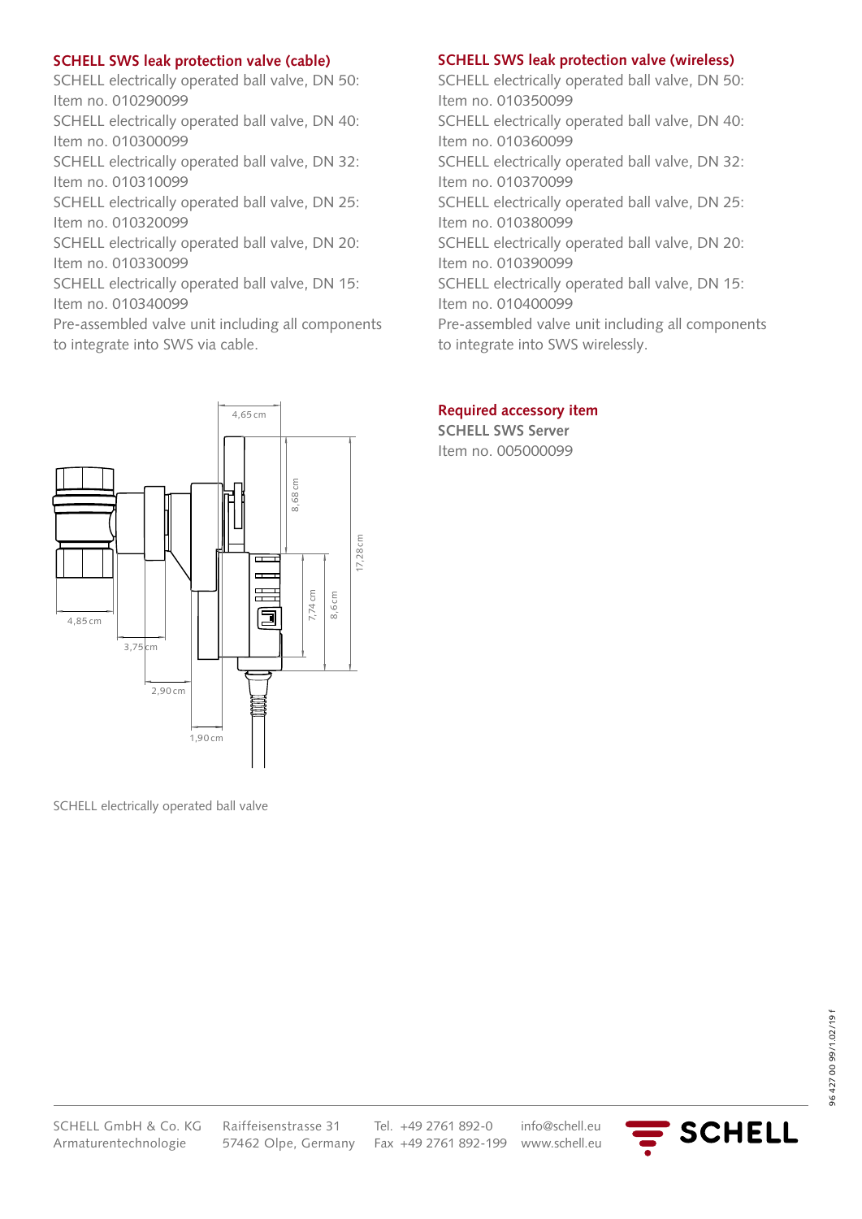### SCHELL SWS leak protection valve (cable)

SCHELL electrically operated ball valve, DN 50:
Item no. 010290099
SCHELL electrically operated ball valve, DN 40:
Item no. 010300099
SCHELL electrically operated ball valve, DN 32:
Item no. 010310099
SCHELL electrically operated ball valve, DN 25:
Item no. 010320099
SCHELL electrically operated ball valve, DN 20:
Item no. 010330099
SCHELL electrically operated ball valve, DN 15:
Item no. 010340099
Pre-assembled valve unit including all components to integrate into SWS via cable.

### SCHELL SWS leak protection valve (wireless)

SCHELL electrically operated ball valve, DN 50:
Item no. 010350099
SCHELL electrically operated ball valve, DN 40:
Item no. 010360099
SCHELL electrically operated ball valve, DN 32:
Item no. 010370099
SCHELL electrically operated ball valve, DN 25:
Item no. 010380099
SCHELL electrically operated ball valve, DN 20:
Item no. 010390099
SCHELL electrically operated ball valve, DN 15:
Item no. 010400099
Pre-assembled valve unit including all components to integrate into SWS wirelessly.

### Required accessory item

**SCHELL SWS Server**
Item no. 005000099

4,65 cm
8,68 cm
17,28 cm
7,74 cm
8,6 cm
4,85 cm
3,75 cm
2,90 cm
1,90 cm

SCHELL electrically operated ball valve

96 427 00 99/1.02/19 f